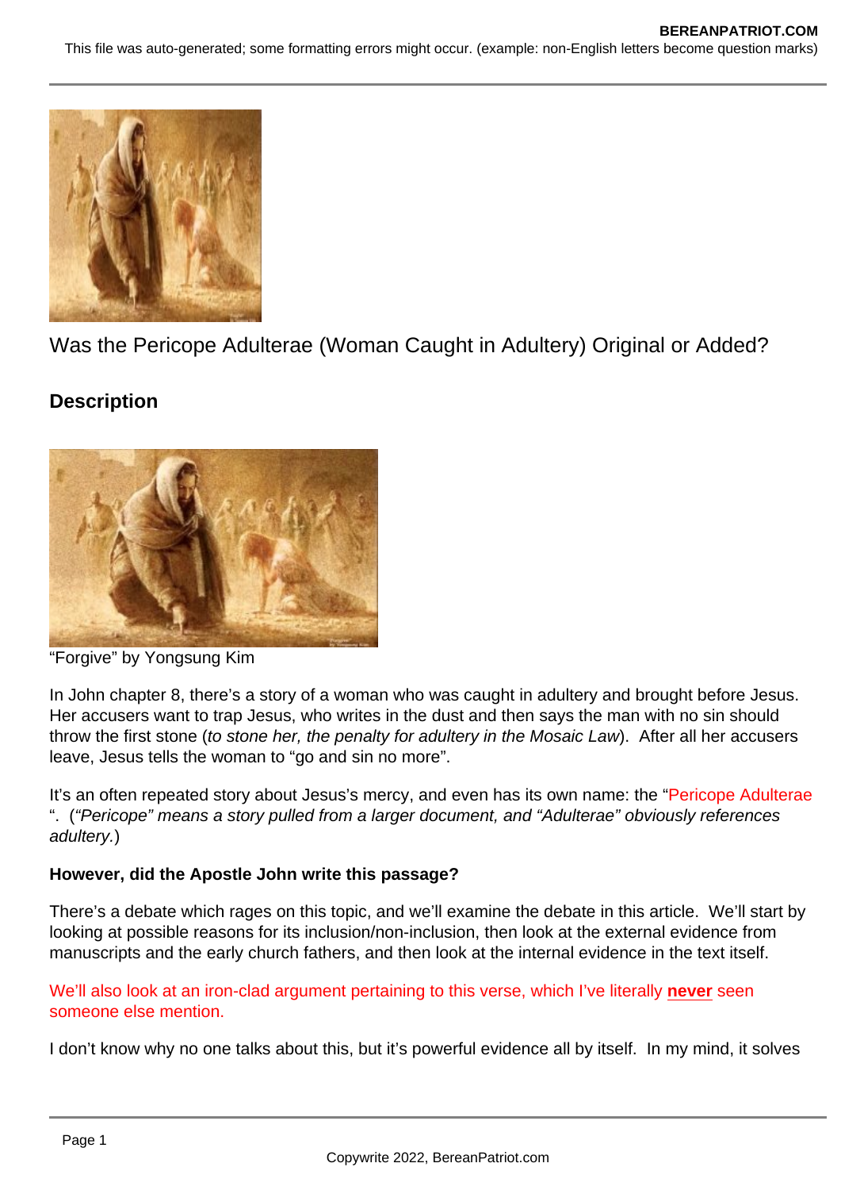Was the Pericope Adulterae (Woman Caught in Adultery) Original or Added?

## Description

"Forgive" by Yongsung Kim

In John chapter 8, there's a story of a woman who was caught in adultery and brought before Jesus. Her accusers want to trap Jesus, who writes in the dust and then says the man with no sin should throw the first stone (*to stone her, the penalty for adultery in the Mosaic Law*). After all her accusers leave, Jesus tells the woman to "go and sin no more".

It's an often repeated story about Jesus's mercy, and even has its own name: the "Pericope Adulterae ". (*"Pericope" means a story pulled from a larger document, and "Adulterae" obviously references adultery.*)

**However, did the Apostle John write this passage?**

There's a debate which rages on this topic, and we'll examine the debate in this article. We'll start by looking at possible reasons for its inclusion/non-inclusion, then look at the external evidence from manuscripts and the early church fathers, and then look at the internal evidence in the text itself.

We'll also look at an iron-clad argument pertaining to this verse, which I've literally **never** seen someone else mention.

I don't know why no one talks about this, but it's powerful evidence all by itself. In my mind, it solves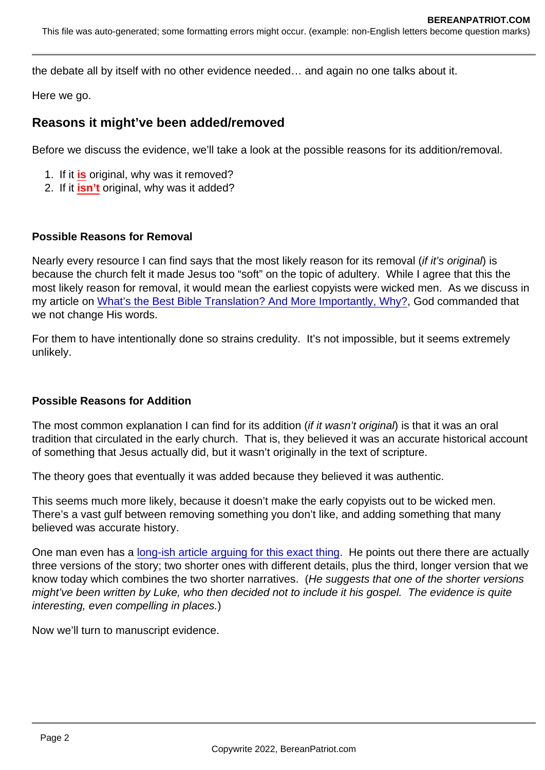the debate all by itself with no other evidence needed… and again no one talks about it.

Here we go.

## Reasons it might've been added/removed

Before we discuss the evidence, we'll take a look at the possible reasons for its addition/removal.

1. If it **is** original, why was it removed?
2. If it **isn't** original, why was it added?

**Possible Reasons for Removal**

Nearly every resource I can find says that the most likely reason for its removal (*if it's original*) is because the church felt it made Jesus too "soft" on the topic of adultery. While I agree that this the most likely reason for removal, it would mean the earliest copyists were wicked men. As we discuss in my article on [What's the Best Bible Translation? And More Importantly, Why?](), God commanded that we not change His words.

For them to have intentionally done so strains credulity. It's not impossible, but it seems extremely unlikely.

**Possible Reasons for Addition**

The most common explanation I can find for its addition (*if it wasn't original*) is that it was an oral tradition that circulated in the early church. That is, they believed it was an accurate historical account of something that Jesus actually did, but it wasn't originally in the text of scripture.

The theory goes that eventually it was added because they believed it was authentic.

This seems much more likely, because it doesn't make the early copyists out to be wicked men. There's a vast gulf between removing something you don't like, and adding something that many believed was accurate history.

One man even has a [long-ish article arguing for this exact thing](). He points out there there are actually three versions of the story; two shorter ones with different details, plus the third, longer version that we know today which combines the two shorter narratives. (*He suggests that one of the shorter versions might've been written by Luke, who then decided not to include it his gospel. The evidence is quite interesting, even compelling in places.*)

Now we'll turn to manuscript evidence.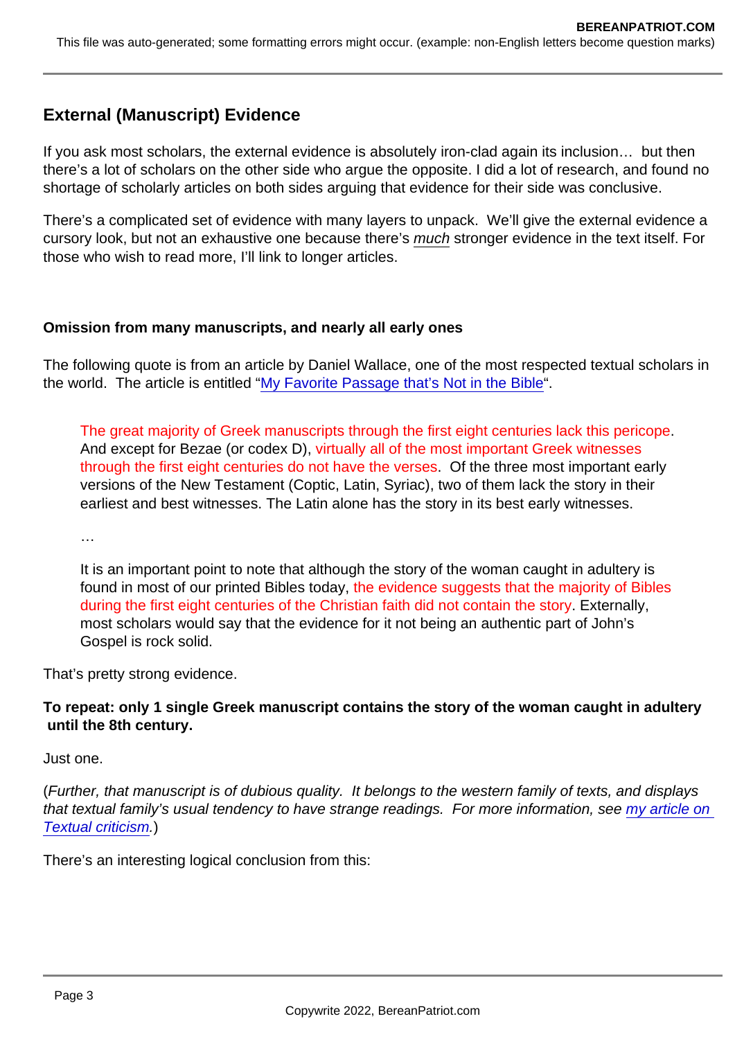## External (Manuscript) Evidence

If you ask most scholars, the external evidence is absolutely iron-clad again its inclusion… but then there's a lot of scholars on the other side who argue the opposite. I did a lot of research, and found no shortage of scholarly articles on both sides arguing that evidence for their side was conclusive.

There's a complicated set of evidence with many layers to unpack. We'll give the external evidence a cursory look, but not an exhaustive one because there's *much* stronger evidence in the text itself. For those who wish to read more, I'll link to longer articles.

**Omission from many manuscripts, and nearly all early ones**

The following quote is from an article by Daniel Wallace, one of the most respected textual scholars in the world. The article is entitled "My Favorite Passage that's Not in the Bible".

> The great majority of Greek manuscripts through the first eight centuries lack this pericope. And except for Bezae (or codex D), virtually all of the most important Greek witnesses through the first eight centuries do not have the verses. Of the three most important early versions of the New Testament (Coptic, Latin, Syriac), two of them lack the story in their earliest and best witnesses. The Latin alone has the story in its best early witnesses.
>
> …
>
> It is an important point to note that although the story of the woman caught in adultery is found in most of our printed Bibles today, the evidence suggests that the majority of Bibles during the first eight centuries of the Christian faith did not contain the story. Externally, most scholars would say that the evidence for it not being an authentic part of John's Gospel is rock solid.

That's pretty strong evidence.

**To repeat: only 1 single Greek manuscript contains the story of the woman caught in adultery until the 8th century.**

Just one.

(*Further, that manuscript is of dubious quality. It belongs to the western family of texts, and displays that textual family's usual tendency to have strange readings. For more information, see my article on Textual criticism.*)

There's an interesting logical conclusion from this: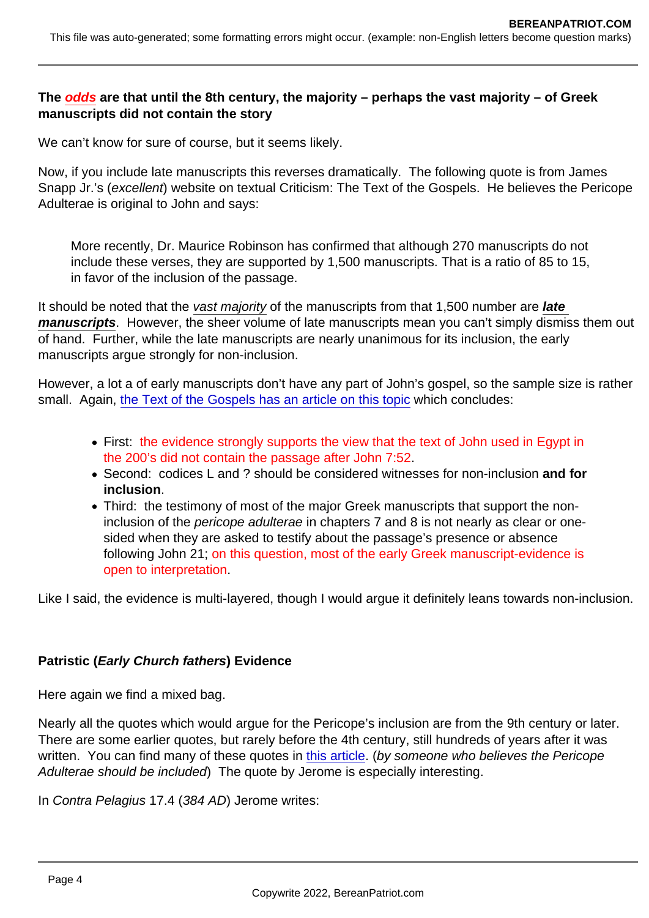**The *odds* are that until the 8th century, the majority – perhaps the vast majority – of Greek manuscripts did not contain the story**

We can't know for sure of course, but it seems likely.

Now, if you include late manuscripts this reverses dramatically. The following quote is from James Snapp Jr.'s (*excellent*) website on textual Criticism: The Text of the Gospels. He believes the Pericope Adulterae is original to John and says:

> More recently, Dr. Maurice Robinson has confirmed that although 270 manuscripts do not include these verses, they are supported by 1,500 manuscripts. That is a ratio of 85 to 15, in favor of the inclusion of the passage.

It should be noted that the *vast majority* of the manuscripts from that 1,500 number are ***late manuscripts***. However, the sheer volume of late manuscripts mean you can't simply dismiss them out of hand. Further, while the late manuscripts are nearly unanimous for its inclusion, the early manuscripts argue strongly for non-inclusion.

However, a lot a of early manuscripts don't have any part of John's gospel, so the sample size is rather small. Again, the Text of the Gospels has an article on this topic which concludes:

- First: the evidence strongly supports the view that the text of John used in Egypt in the 200's did not contain the passage after John 7:52.
- Second: codices L and ? should be considered witnesses for non-inclusion **and for inclusion**.
- Third: the testimony of most of the major Greek manuscripts that support the non-inclusion of the *pericope adulterae* in chapters 7 and 8 is not nearly as clear or one-sided when they are asked to testify about the passage's presence or absence following John 21; on this question, most of the early Greek manuscript-evidence is open to interpretation.

Like I said, the evidence is multi-layered, though I would argue it definitely leans towards non-inclusion.

**Patristic (*Early Church fathers*) Evidence**

Here again we find a mixed bag.

Nearly all the quotes which would argue for the Pericope's inclusion are from the 9th century or later. There are some earlier quotes, but rarely before the 4th century, still hundreds of years after it was written. You can find many of these quotes in this article. (*by someone who believes the Pericope Adulterae should be included*) The quote by Jerome is especially interesting.

In *Contra Pelagius* 17.4 (*384 AD*) Jerome writes: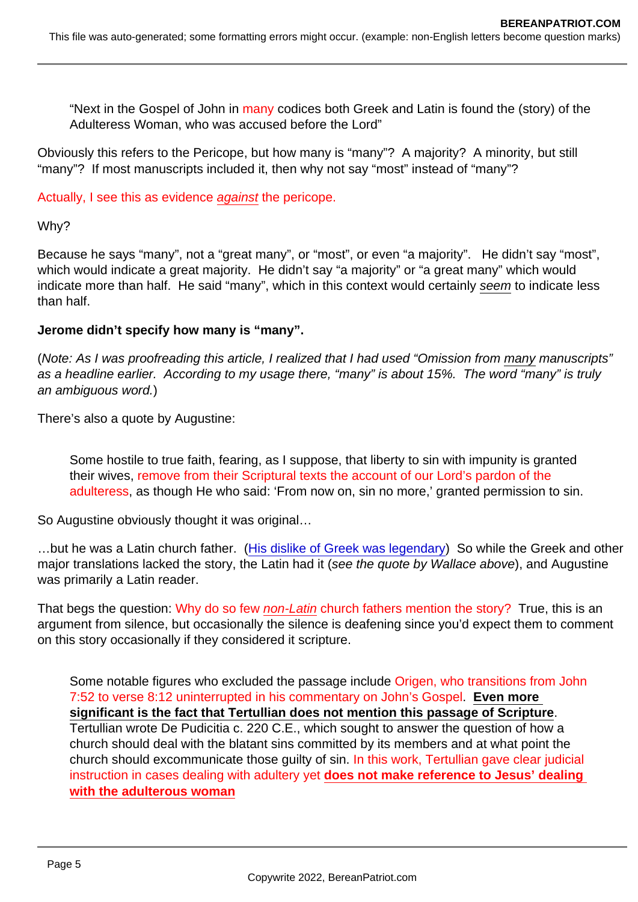> "Next in the Gospel of John in many codices both Greek and Latin is found the (story) of the Adulteress Woman, who was accused before the Lord"

Obviously this refers to the Pericope, but how many is "many"? A majority? A minority, but still "many"? If most manuscripts included it, then why not say "most" instead of "many"?

Actually, I see this as evidence *against* the pericope.

Why?

Because he says "many", not a "great many", or "most", or even "a majority". He didn't say "most", which would indicate a great majority. He didn't say "a majority" or "a great many" which would indicate more than half. He said "many", which in this context would certainly *seem* to indicate less than half.

**Jerome didn't specify how many is "many".**

(*Note: As I was proofreading this article, I realized that I had used "Omission from many manuscripts" as a headline earlier. According to my usage there, "many" is about 15%. The word "many" is truly an ambiguous word.*)

There's also a quote by Augustine:

> Some hostile to true faith, fearing, as I suppose, that liberty to sin with impunity is granted their wives, remove from their Scriptural texts the account of our Lord's pardon of the adulteress, as though He who said: 'From now on, sin no more,' granted permission to sin.

So Augustine obviously thought it was original…

…but he was a Latin church father. (His dislike of Greek was legendary) So while the Greek and other major translations lacked the story, the Latin had it (*see the quote by Wallace above*), and Augustine was primarily a Latin reader.

That begs the question: Why do so few *non-Latin* church fathers mention the story? True, this is an argument from silence, but occasionally the silence is deafening since you'd expect them to comment on this story occasionally if they considered it scripture.

> Some notable figures who excluded the passage include Origen, who transitions from John 7:52 to verse 8:12 uninterrupted in his commentary on John's Gospel. **Even more significant is the fact that Tertullian does not mention this passage of Scripture**. Tertullian wrote De Pudicitia c. 220 C.E., which sought to answer the question of how a church should deal with the blatant sins committed by its members and at what point the church should excommunicate those guilty of sin. In this work, Tertullian gave clear judicial instruction in cases dealing with adultery yet **does not make reference to Jesus' dealing with the adulterous woman**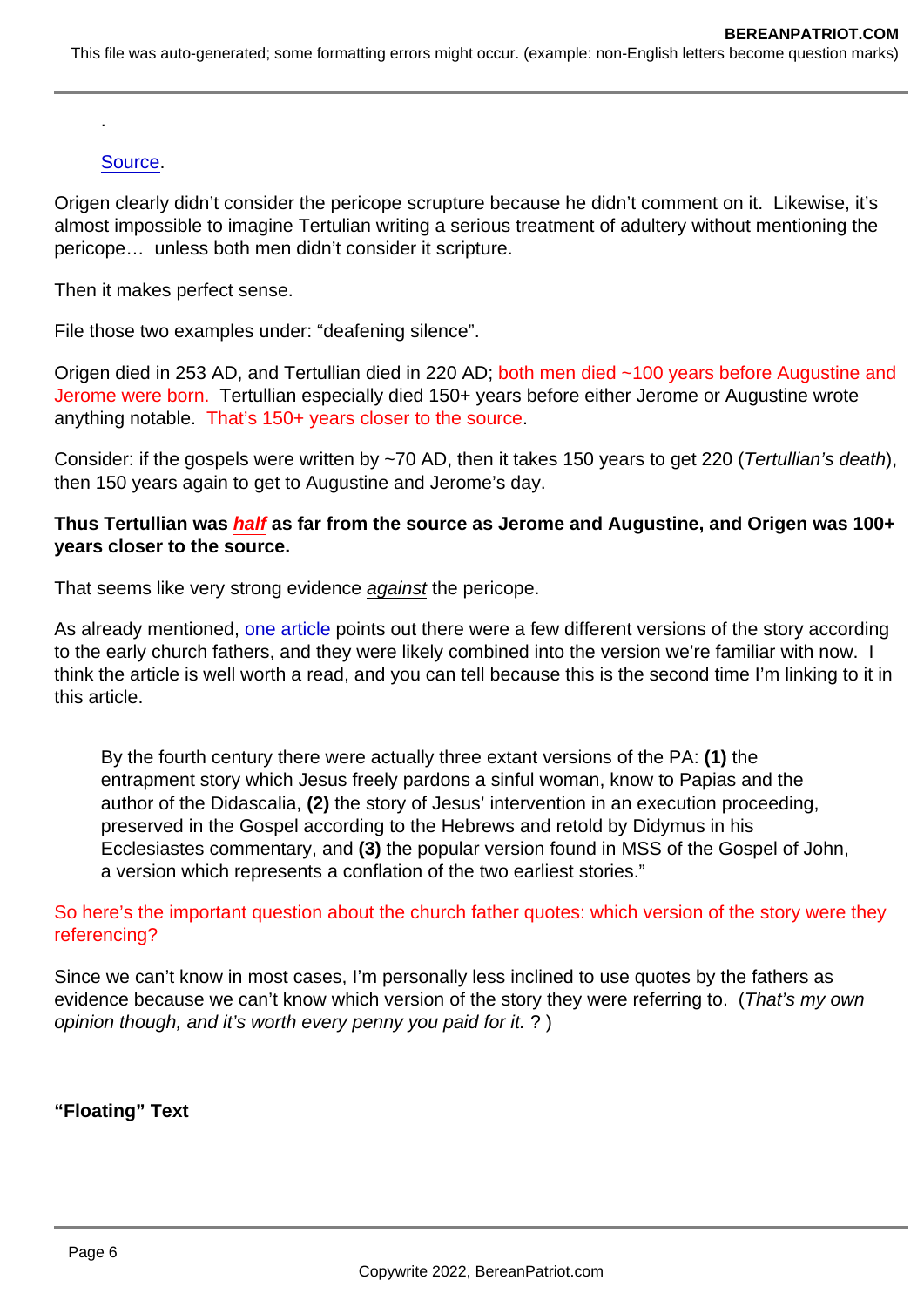.

> Source.

Origen clearly didn't consider the pericope scrupture because he didn't comment on it.  Likewise, it's almost impossible to imagine Tertulian writing a serious treatment of adultery without mentioning the pericope…  unless both men didn't consider it scripture.

Then it makes perfect sense.

File those two examples under: "deafening silence".

Origen died in 253 AD, and Tertullian died in 220 AD; both men died ~100 years before Augustine and Jerome were born.  Tertullian especially died 150+ years before either Jerome or Augustine wrote anything notable.  That's 150+ years closer to the source.

Consider: if the gospels were written by ~70 AD, then it takes 150 years to get 220 (*Tertullian's death*), then 150 years again to get to Augustine and Jerome's day.

**Thus Tertullian was *half* as far from the source as Jerome and Augustine, and Origen was 100+ years closer to the source.**

That seems like very strong evidence *against* the pericope.

As already mentioned, one article points out there were a few different versions of the story according to the early church fathers, and they were likely combined into the version we're familiar with now.  I think the article is well worth a read, and you can tell because this is the second time I'm linking to it in this article.

> By the fourth century there were actually three extant versions of the PA: **(1)** the entrapment story which Jesus freely pardons a sinful woman, know to Papias and the author of the Didascalia, **(2)** the story of Jesus' intervention in an execution proceeding, preserved in the Gospel according to the Hebrews and retold by Didymus in his Ecclesiastes commentary, and **(3)** the popular version found in MSS of the Gospel of John, a version which represents a conflation of the two earliest stories."

So here's the important question about the church father quotes: which version of the story were they referencing?

Since we can't know in most cases, I'm personally less inclined to use quotes by the fathers as evidence because we can't know which version of the story they were referring to.  (*That's my own opinion though, and it's worth every penny you paid for it.* ? )

**"Floating" Text**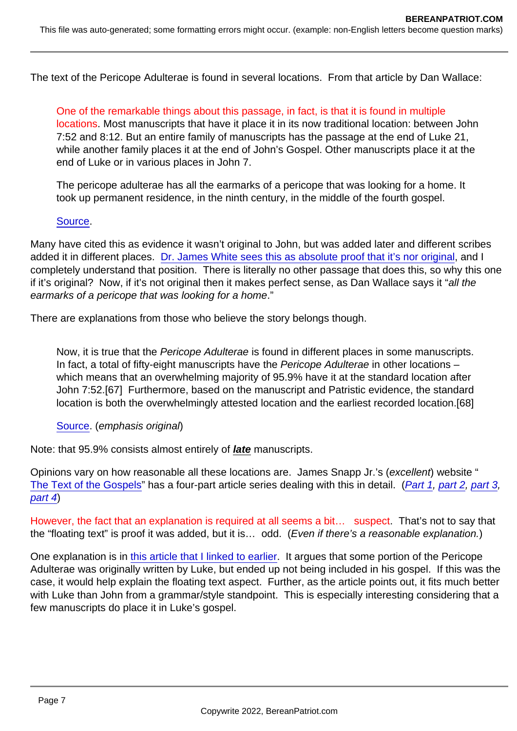The text of the Pericope Adulterae is found in several locations. From that article by Dan Wallace:

> One of the remarkable things about this passage, in fact, is that it is found in multiple locations. Most manuscripts that have it place it in its now traditional location: between John 7:52 and 8:12. But an entire family of manuscripts has the passage at the end of Luke 21, while another family places it at the end of John's Gospel. Other manuscripts place it at the end of Luke or in various places in John 7.
>
> The pericope adulterae has all the earmarks of a pericope that was looking for a home. It took up permanent residence, in the ninth century, in the middle of the fourth gospel.
>
> Source.

Many have cited this as evidence it wasn't original to John, but was added later and different scribes added it in different places. Dr. James White sees this as absolute proof that it's nor original, and I completely understand that position. There is literally no other passage that does this, so why this one if it's original? Now, if it's not original then it makes perfect sense, as Dan Wallace says it "*all the earmarks of a pericope that was looking for a home*."

There are explanations from those who believe the story belongs though.

> Now, it is true that the *Pericope Adulterae* is found in different places in some manuscripts. In fact, a total of fifty-eight manuscripts have the *Pericope Adulterae* in other locations – which means that an overwhelming majority of 95.9% have it at the standard location after John 7:52.[67] Furthermore, based on the manuscript and Patristic evidence, the standard location is both the overwhelmingly attested location and the earliest recorded location.[68]
>
> Source. (*emphasis original*)

Note: that 95.9% consists almost entirely of ***late*** manuscripts.

Opinions vary on how reasonable all these locations are. James Snapp Jr.'s (*excellent*) website "The Text of the Gospels" has a four-part article series dealing with this in detail. (*Part 1, part 2, part 3, part 4*)

However, the fact that an explanation is required at all seems a bit… suspect. That's not to say that the "floating text" is proof it was added, but it is… odd. (*Even if there's a reasonable explanation.*)

One explanation is in this article that I linked to earlier. It argues that some portion of the Pericope Adulterae was originally written by Luke, but ended up not being included in his gospel. If this was the case, it would help explain the floating text aspect. Further, as the article points out, it fits much better with Luke than John from a grammar/style standpoint. This is especially interesting considering that a few manuscripts do place it in Luke's gospel.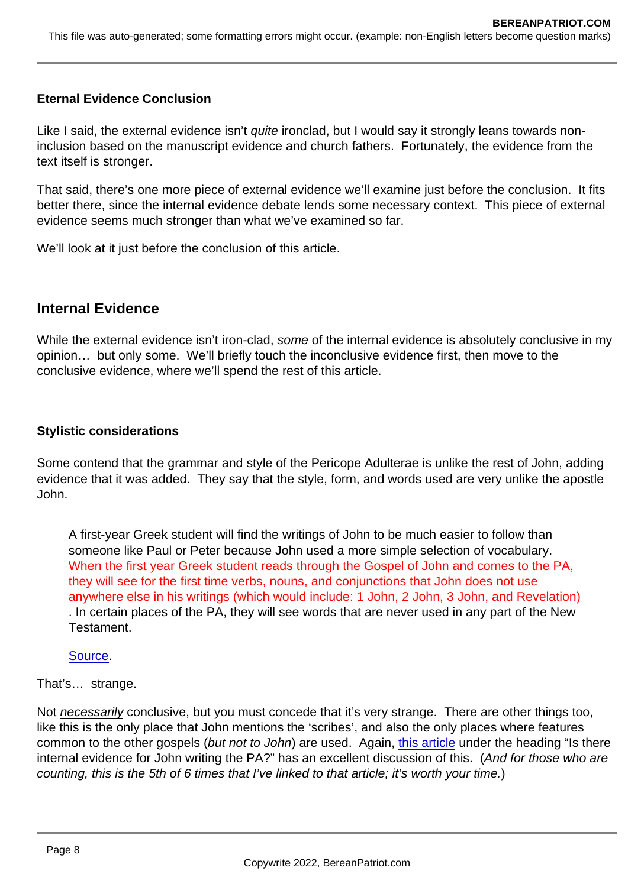**Eternal Evidence Conclusion**

Like I said, the external evidence isn't _quite_ ironclad, but I would say it strongly leans towards non-inclusion based on the manuscript evidence and church fathers. Fortunately, the evidence from the text itself is stronger.

That said, there's one more piece of external evidence we'll examine just before the conclusion. It fits better there, since the internal evidence debate lends some necessary context. This piece of external evidence seems much stronger than what we've examined so far.

We'll look at it just before the conclusion of this article.

## Internal Evidence

While the external evidence isn't iron-clad, _some_ of the internal evidence is absolutely conclusive in my opinion… but only some. We'll briefly touch the inconclusive evidence first, then move to the conclusive evidence, where we'll spend the rest of this article.

**Stylistic considerations**

Some contend that the grammar and style of the Pericope Adulterae is unlike the rest of John, adding evidence that it was added. They say that the style, form, and words used are very unlike the apostle John.

> A first-year Greek student will find the writings of John to be much easier to follow than someone like Paul or Peter because John used a more simple selection of vocabulary. When the first year Greek student reads through the Gospel of John and comes to the PA, they will see for the first time verbs, nouns, and conjunctions that John does not use anywhere else in his writings (which would include: 1 John, 2 John, 3 John, and Revelation). In certain places of the PA, they will see words that are never used in any part of the New Testament.
>
> Source.

That's… strange.

Not _necessarily_ conclusive, but you must concede that it's very strange. There are other things too, like this is the only place that John mentions the 'scribes', and also the only places where features common to the other gospels (_but not to John_) are used. Again, this article under the heading "Is there internal evidence for John writing the PA?" has an excellent discussion of this. (_And for those who are counting, this is the 5th of 6 times that I've linked to that article; it's worth your time._)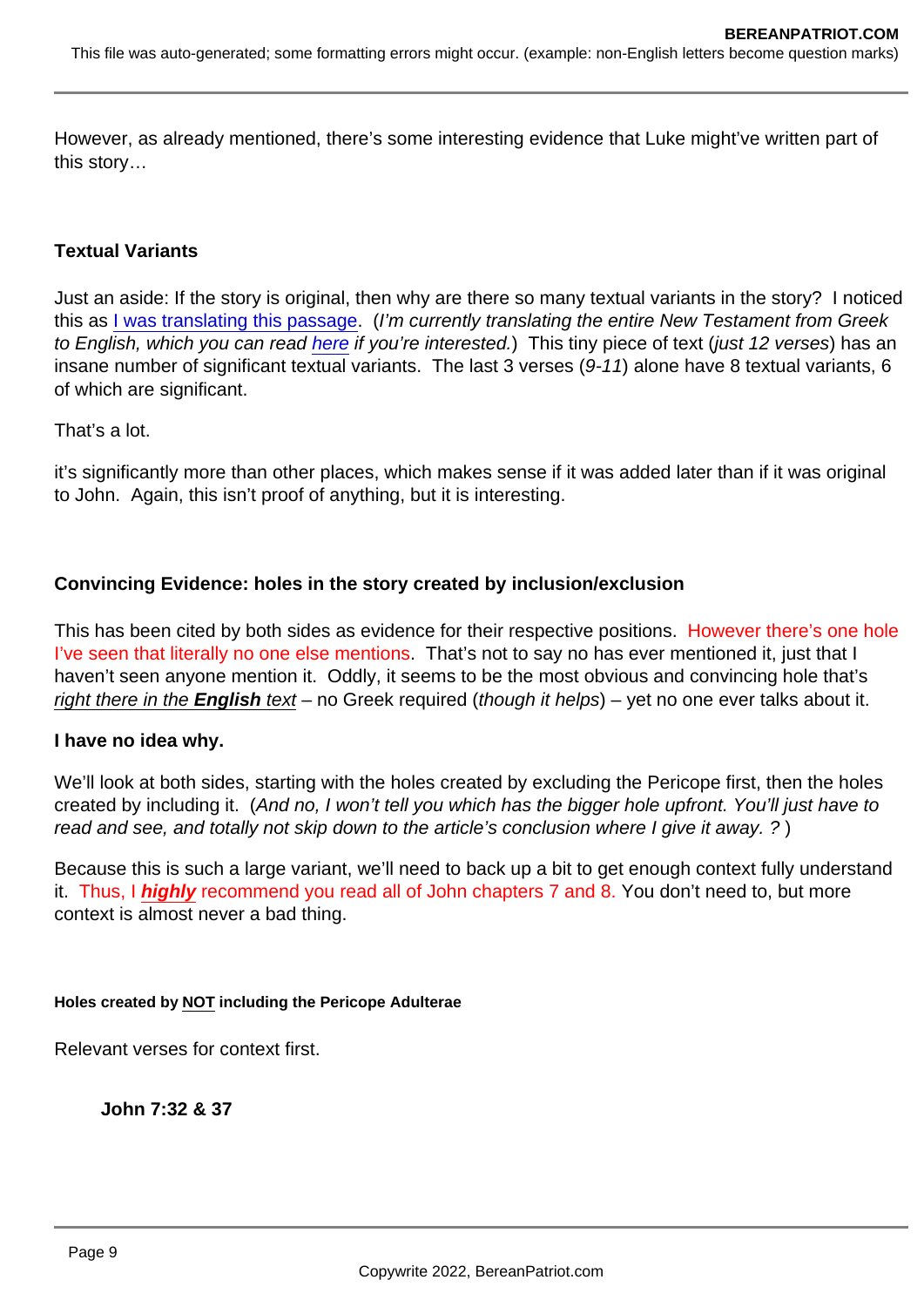However, as already mentioned, there's some interesting evidence that Luke might've written part of this story…

**Textual Variants**

Just an aside: If the story is original, then why are there so many textual variants in the story? I noticed this as I was translating this passage. (*I'm currently translating the entire New Testament from Greek to English, which you can read here if you're interested.*) This tiny piece of text (*just 12 verses*) has an insane number of significant textual variants. The last 3 verses (*9-11*) alone have 8 textual variants, 6 of which are significant.

That's a lot.

it's significantly more than other places, which makes sense if it was added later than if it was original to John. Again, this isn't proof of anything, but it is interesting.

**Convincing Evidence: holes in the story created by inclusion/exclusion**

This has been cited by both sides as evidence for their respective positions. However there's one hole I've seen that literally no one else mentions. That's not to say no has ever mentioned it, just that I haven't seen anyone mention it. Oddly, it seems to be the most obvious and convincing hole that's *right there in the **English** text* – no Greek required (*though it helps*) – yet no one ever talks about it.

**I have no idea why.**

We'll look at both sides, starting with the holes created by excluding the Pericope first, then the holes created by including it. (*And no, I won't tell you which has the bigger hole upfront. You'll just have to read and see, and totally not skip down to the article's conclusion where I give it away. ?* )

Because this is such a large variant, we'll need to back up a bit to get enough context fully understand it. Thus, I ***highly*** recommend you read all of John chapters 7 and 8. You don't need to, but more context is almost never a bad thing.

**Holes created by NOT including the Pericope Adulterae**

Relevant verses for context first.

**John 7:32 & 37**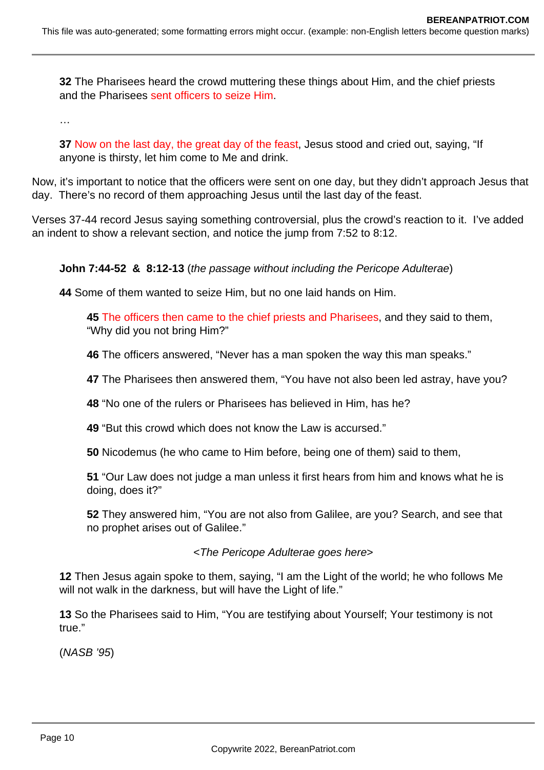**32** The Pharisees heard the crowd muttering these things about Him, and the chief priests and the Pharisees sent officers to seize Him.

…

**37** Now on the last day, the great day of the feast, Jesus stood and cried out, saying, "If anyone is thirsty, let him come to Me and drink.

Now, it's important to notice that the officers were sent on one day, but they didn't approach Jesus that day. There's no record of them approaching Jesus until the last day of the feast.

Verses 37-44 record Jesus saying something controversial, plus the crowd's reaction to it. I've added an indent to show a relevant section, and notice the jump from 7:52 to 8:12.

**John 7:44-52 & 8:12-13** (*the passage without including the Pericope Adulterae*)

**44** Some of them wanted to seize Him, but no one laid hands on Him.

> **45** The officers then came to the chief priests and Pharisees, and they said to them, "Why did you not bring Him?"
>
> **46** The officers answered, "Never has a man spoken the way this man speaks."
>
> **47** The Pharisees then answered them, "You have not also been led astray, have you?
>
> **48** "No one of the rulers or Pharisees has believed in Him, has he?
>
> **49** "But this crowd which does not know the Law is accursed."
>
> **50** Nicodemus (he who came to Him before, being one of them) said to them,
>
> **51** "Our Law does not judge a man unless it first hears from him and knows what he is doing, does it?"
>
> **52** They answered him, "You are not also from Galilee, are you? Search, and see that no prophet arises out of Galilee."

<*The Pericope Adulterae goes here*>

**12** Then Jesus again spoke to them, saying, "I am the Light of the world; he who follows Me will not walk in the darkness, but will have the Light of life."

**13** So the Pharisees said to Him, "You are testifying about Yourself; Your testimony is not true."

(*NASB '95*)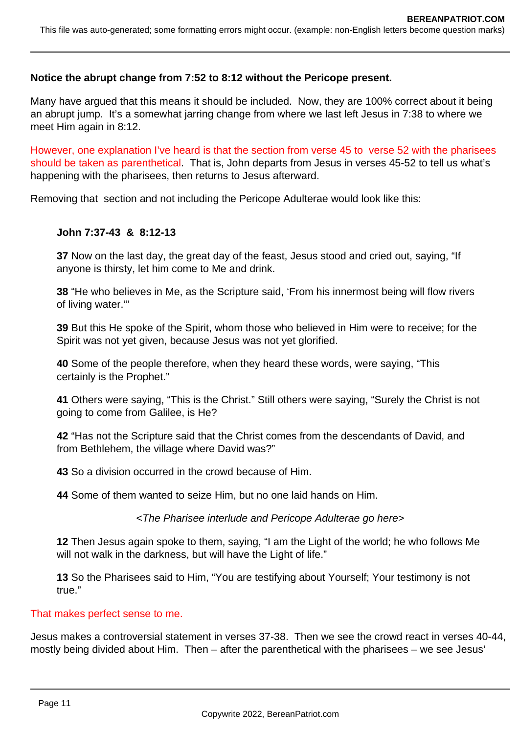**Notice the abrupt change from 7:52 to 8:12 without the Pericope present.**

Many have argued that this means it should be included. Now, they are 100% correct about it being an abrupt jump. It's a somewhat jarring change from where we last left Jesus in 7:38 to where we meet Him again in 8:12.

However, one explanation I've heard is that the section from verse 45 to verse 52 with the pharisees should be taken as parenthetical. That is, John departs from Jesus in verses 45-52 to tell us what's happening with the pharisees, then returns to Jesus afterward.

Removing that section and not including the Pericope Adulterae would look like this:

> **John 7:37-43 & 8:12-13**
>
> **37** Now on the last day, the great day of the feast, Jesus stood and cried out, saying, "If anyone is thirsty, let him come to Me and drink.
>
> **38** "He who believes in Me, as the Scripture said, 'From his innermost being will flow rivers of living water.'"
>
> **39** But this He spoke of the Spirit, whom those who believed in Him were to receive; for the Spirit was not yet given, because Jesus was not yet glorified.
>
> **40** Some of the people therefore, when they heard these words, were saying, "This certainly is the Prophet."
>
> **41** Others were saying, "This is the Christ." Still others were saying, "Surely the Christ is not going to come from Galilee, is He?
>
> **42** "Has not the Scripture said that the Christ comes from the descendants of David, and from Bethlehem, the village where David was?"
>
> **43** So a division occurred in the crowd because of Him.
>
> **44** Some of them wanted to seize Him, but no one laid hands on Him.
>
> *<The Pharisee interlude and Pericope Adulterae go here>*
>
> **12** Then Jesus again spoke to them, saying, "I am the Light of the world; he who follows Me will not walk in the darkness, but will have the Light of life."
>
> **13** So the Pharisees said to Him, "You are testifying about Yourself; Your testimony is not true."

That makes perfect sense to me.

Jesus makes a controversial statement in verses 37-38. Then we see the crowd react in verses 40-44, mostly being divided about Him. Then – after the parenthetical with the pharisees – we see Jesus'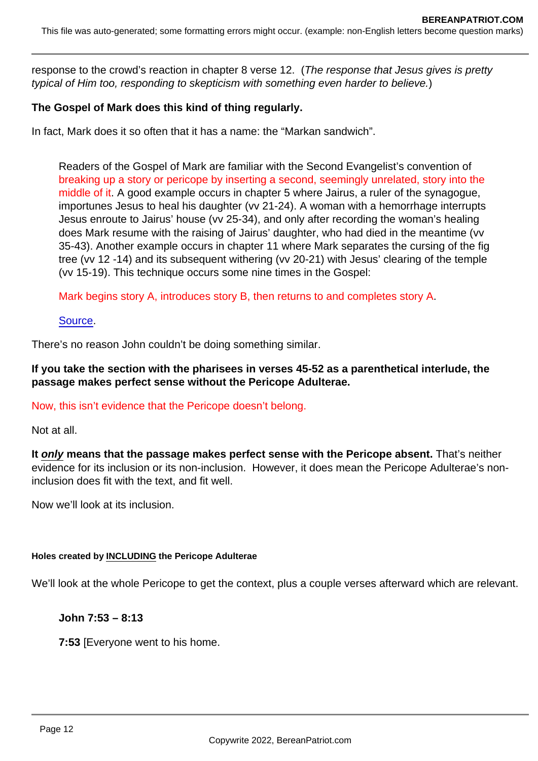response to the crowd's reaction in chapter 8 verse 12. (*The response that Jesus gives is pretty typical of Him too, responding to skepticism with something even harder to believe.*)

**The Gospel of Mark does this kind of thing regularly.**

In fact, Mark does it so often that it has a name: the "Markan sandwich".

> Readers of the Gospel of Mark are familiar with the Second Evangelist's convention of breaking up a story or pericope by inserting a second, seemingly unrelated, story into the middle of it. A good example occurs in chapter 5 where Jairus, a ruler of the synagogue, importunes Jesus to heal his daughter (vv 21-24). A woman with a hemorrhage interrupts Jesus enroute to Jairus' house (vv 25-34), and only after recording the woman's healing does Mark resume with the raising of Jairus' daughter, who had died in the meantime (vv 35-43). Another example occurs in chapter 11 where Mark separates the cursing of the fig tree (vv 12 -14) and its subsequent withering (vv 20-21) with Jesus' clearing of the temple (vv 15-19). This technique occurs some nine times in the Gospel:
>
> Mark begins story A, introduces story B, then returns to and completes story A.
>
> Source.

There's no reason John couldn't be doing something similar.

**If you take the section with the pharisees in verses 45-52 as a parenthetical interlude, the passage makes perfect sense without the Pericope Adulterae.**

Now, this isn't evidence that the Pericope doesn't belong.

Not at all.

**It *only* means that the passage makes perfect sense with the Pericope absent.** That's neither evidence for its inclusion or its non-inclusion. However, it does mean the Pericope Adulterae's non-inclusion does fit with the text, and fit well.

Now we'll look at its inclusion.

#### Holes created by INCLUDING the Pericope Adulterae

We'll look at the whole Pericope to get the context, plus a couple verses afterward which are relevant.

> **John 7:53 – 8:13**
>
> **7:53** [Everyone went to his home.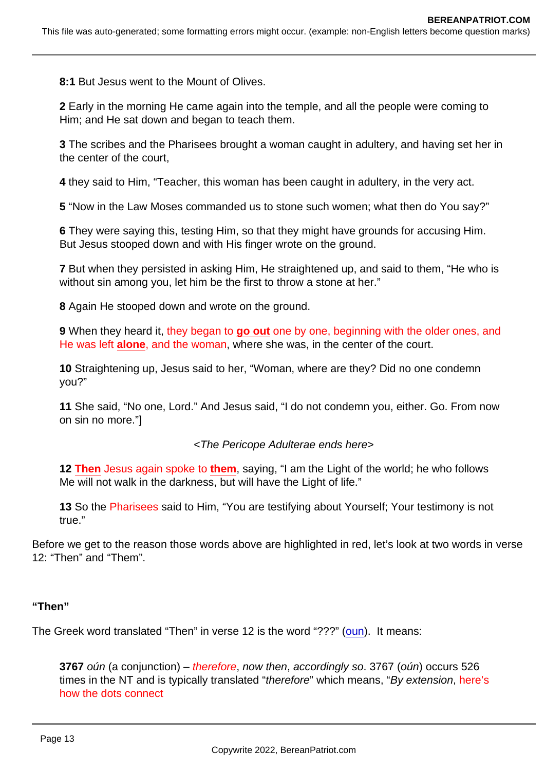**8:1** But Jesus went to the Mount of Olives.

**2** Early in the morning He came again into the temple, and all the people were coming to Him; and He sat down and began to teach them.

**3** The scribes and the Pharisees brought a woman caught in adultery, and having set her in the center of the court,

**4** they said to Him, "Teacher, this woman has been caught in adultery, in the very act.

**5** "Now in the Law Moses commanded us to stone such women; what then do You say?"

**6** They were saying this, testing Him, so that they might have grounds for accusing Him. But Jesus stooped down and with His finger wrote on the ground.

**7** But when they persisted in asking Him, He straightened up, and said to them, "He who is without sin among you, let him be the first to throw a stone at her."

**8** Again He stooped down and wrote on the ground.

**9** When they heard it, they began to **go out** one by one, beginning with the older ones, and He was left **alone**, and the woman, where she was, in the center of the court.

**10** Straightening up, Jesus said to her, "Woman, where are they? Did no one condemn you?"

**11** She said, "No one, Lord." And Jesus said, "I do not condemn you, either. Go. From now on sin no more."]

*<The Pericope Adulterae ends here>*

**12 Then** Jesus again spoke to **them**, saying, "I am the Light of the world; he who follows Me will not walk in the darkness, but will have the Light of life."

**13** So the Pharisees said to Him, "You are testifying about Yourself; Your testimony is not true."

Before we get to the reason those words above are highlighted in red, let's look at two words in verse 12: "Then" and "Them".

**"Then"**

The Greek word translated "Then" in verse 12 is the word "???" (oun). It means:

> **3767** *oún* (a conjunction) – *therefore*, *now then*, *accordingly so*. 3767 (*oún*) occurs 526 times in the NT and is typically translated "*therefore*" which means, "*By extension*, here's how the dots connect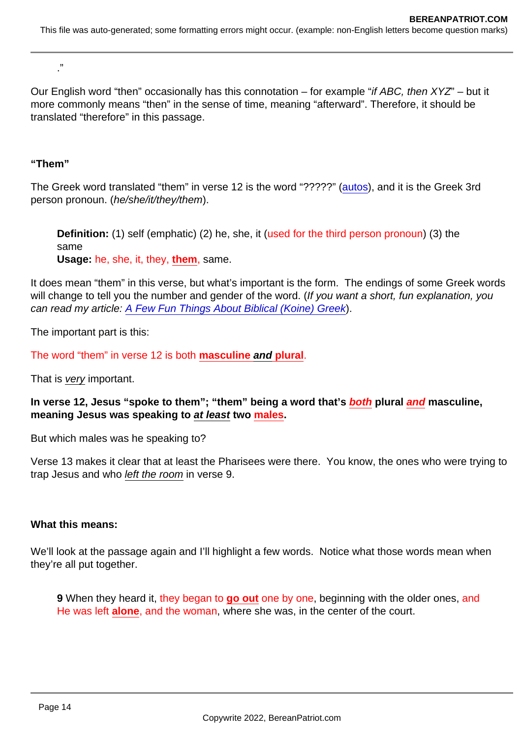."

Our English word "then" occasionally has this connotation – for example "*if ABC, then XYZ*" – but it more commonly means "then" in the sense of time, meaning "afterward". Therefore, it should be translated "therefore" in this passage.

**"Them"**

The Greek word translated "them" in verse 12 is the word "?????" (autos), and it is the Greek 3rd person pronoun. (*he/she/it/they/them*).

> **Definition:** (1) self (emphatic) (2) he, she, it (used for the third person pronoun) (3) the same
> **Usage:** he, she, it, they, **them**, same.

It does mean "them" in this verse, but what's important is the form. The endings of some Greek words will change to tell you the number and gender of the word. (*If you want a short, fun explanation, you can read my article: A Few Fun Things About Biblical (Koine) Greek*).

The important part is this:

The word "them" in verse 12 is both **masculine *and* plural**.

That is *very* important.

**In verse 12, Jesus "spoke to them"; "them" being a word that's *both* plural *and* masculine, meaning Jesus was speaking to *at least* two males.**

But which males was he speaking to?

Verse 13 makes it clear that at least the Pharisees were there. You know, the ones who were trying to trap Jesus and who *left the room* in verse 9.

**What this means:**

We'll look at the passage again and I'll highlight a few words. Notice what those words mean when they're all put together.

> **9** When they heard it, they began to **go out** one by one, beginning with the older ones, and He was left **alone**, and the woman, where she was, in the center of the court.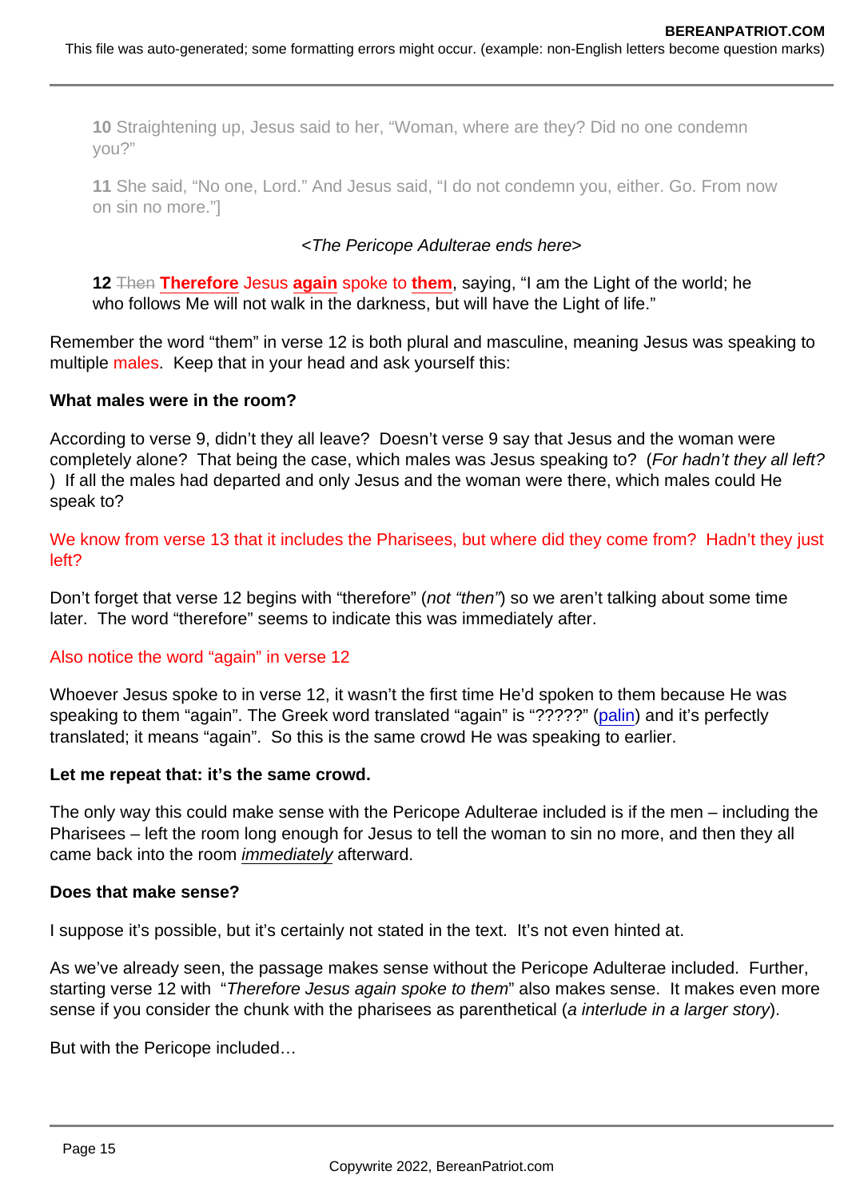> **10** Straightening up, Jesus said to her, "Woman, where are they? Did no one condemn you?"
>
> **11** She said, "No one, Lord." And Jesus said, "I do not condemn you, either. Go. From now on sin no more."]
>
> *<The Pericope Adulterae ends here>*
>
> **12** ~~Then~~ **Therefore** Jesus **again** spoke to **them**, saying, "I am the Light of the world; he who follows Me will not walk in the darkness, but will have the Light of life."

Remember the word "them" in verse 12 is both plural and masculine, meaning Jesus was speaking to multiple males. Keep that in your head and ask yourself this:

**What males were in the room?**

According to verse 9, didn't they all leave? Doesn't verse 9 say that Jesus and the woman were completely alone? That being the case, which males was Jesus speaking to? (*For hadn't they all left?*) If all the males had departed and only Jesus and the woman were there, which males could He speak to?

We know from verse 13 that it includes the Pharisees, but where did they come from? Hadn't they just left?

Don't forget that verse 12 begins with "therefore" (*not "then"*) so we aren't talking about some time later. The word "therefore" seems to indicate this was immediately after.

Also notice the word "again" in verse 12

Whoever Jesus spoke to in verse 12, it wasn't the first time He'd spoken to them because He was speaking to them "again". The Greek word translated "again" is "?????" (palin) and it's perfectly translated; it means "again". So this is the same crowd He was speaking to earlier.

**Let me repeat that: it's the same crowd.**

The only way this could make sense with the Pericope Adulterae included is if the men – including the Pharisees – left the room long enough for Jesus to tell the woman to sin no more, and then they all came back into the room *immediately* afterward.

**Does that make sense?**

I suppose it's possible, but it's certainly not stated in the text. It's not even hinted at.

As we've already seen, the passage makes sense without the Pericope Adulterae included. Further, starting verse 12 with "*Therefore Jesus again spoke to them*" also makes sense. It makes even more sense if you consider the chunk with the pharisees as parenthetical (*a interlude in a larger story*).

But with the Pericope included…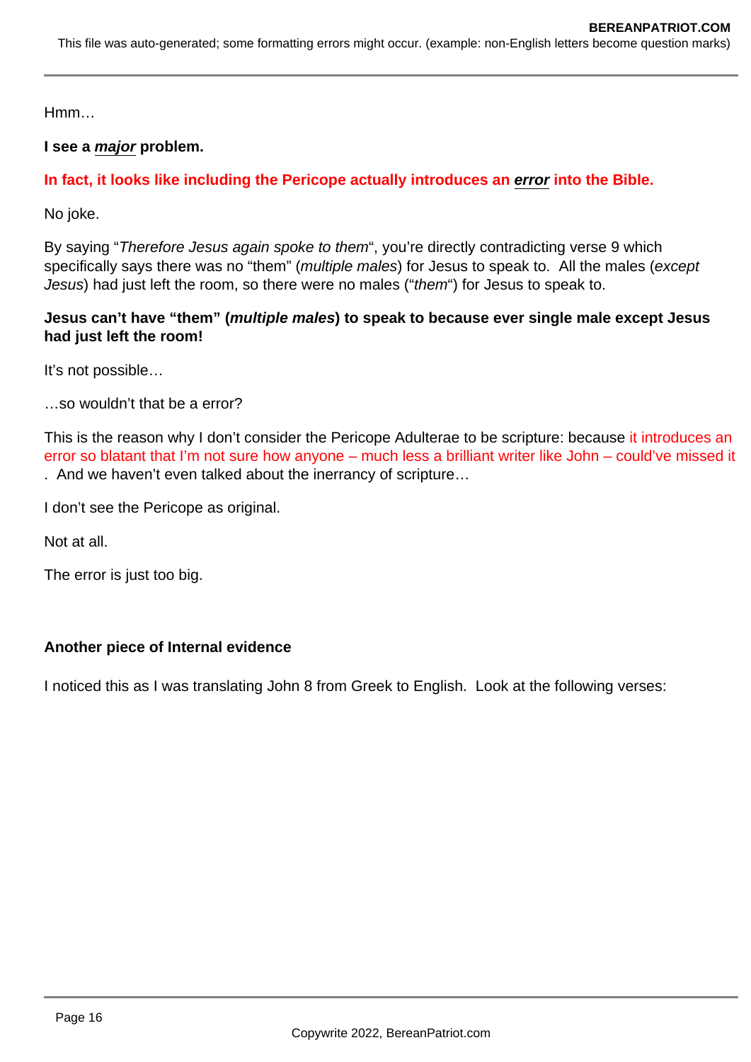Hmm…

**I see a _major_ problem.**

**In fact, it looks like including the Pericope actually introduces an _error_ into the Bible.**

No joke.

By saying "*Therefore Jesus again spoke to them*", you're directly contradicting verse 9 which specifically says there was no "them" (*multiple males*) for Jesus to speak to. All the males (*except Jesus*) had just left the room, so there were no males ("*them*") for Jesus to speak to.

**Jesus can't have "them" (*multiple males*) to speak to because ever single male except Jesus had just left the room!**

It's not possible…

…so wouldn't that be a error?

This is the reason why I don't consider the Pericope Adulterae to be scripture: because it introduces an error so blatant that I'm not sure how anyone – much less a brilliant writer like John – could've missed it. And we haven't even talked about the inerrancy of scripture…

I don't see the Pericope as original.

Not at all.

The error is just too big.

**Another piece of Internal evidence**

I noticed this as I was translating John 8 from Greek to English. Look at the following verses: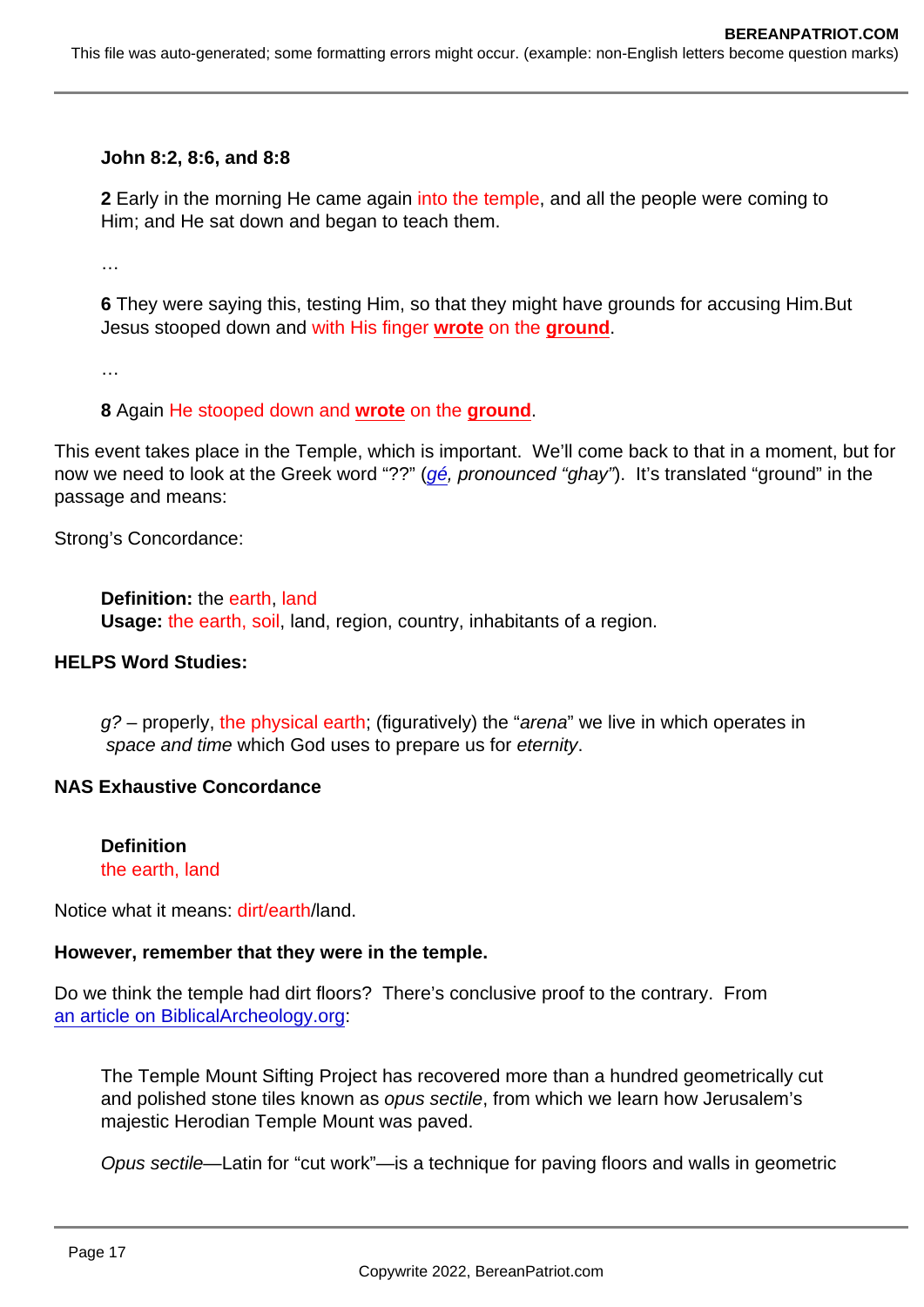> **John 8:2, 8:6, and 8:8**
>
> **2** Early in the morning He came again into the temple, and all the people were coming to Him; and He sat down and began to teach them.
>
> …
>
> **6** They were saying this, testing Him, so that they might have grounds for accusing Him.But Jesus stooped down and with His finger **wrote** on the **ground**.
>
> …
>
> **8** Again He stooped down and **wrote** on the **ground**.

This event takes place in the Temple, which is important. We'll come back to that in a moment, but for now we need to look at the Greek word "??" (*gé, pronounced "ghay"*). It's translated "ground" in the passage and means:

Strong's Concordance:

> **Definition:** the earth, land
> **Usage:** the earth, soil, land, region, country, inhabitants of a region.

**HELPS Word Studies:**

> *g?* – properly, the physical earth; (figuratively) the "*arena*" we live in which operates in *space and time* which God uses to prepare us for *eternity*.

**NAS Exhaustive Concordance**

> **Definition**
> the earth, land

Notice what it means: dirt/earth/land.

**However, remember that they were in the temple.**

Do we think the temple had dirt floors? There's conclusive proof to the contrary. From an article on BiblicalArcheology.org:

> The Temple Mount Sifting Project has recovered more than a hundred geometrically cut and polished stone tiles known as *opus sectile*, from which we learn how Jerusalem's majestic Herodian Temple Mount was paved.
>
> *Opus sectile*—Latin for "cut work"—is a technique for paving floors and walls in geometric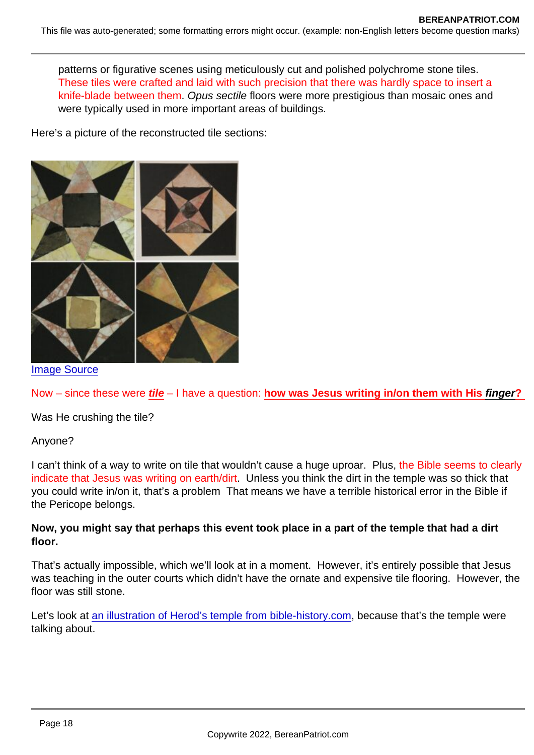patterns or figurative scenes using meticulously cut and polished polychrome stone tiles. These tiles were crafted and laid with such precision that there was hardly space to insert a knife-blade between them. *Opus sectile* floors were more prestigious than mosaic ones and were typically used in more important areas of buildings.

Here's a picture of the reconstructed tile sections:

Image Source

Now – since these were ***tile*** – I have a question: **how was Jesus writing in/on them with His *finger*?**

Was He crushing the tile?

Anyone?

I can't think of a way to write on tile that wouldn't cause a huge uproar. Plus, the Bible seems to clearly indicate that Jesus was writing on earth/dirt. Unless you think the dirt in the temple was so thick that you could write in/on it, that's a problem That means we have a terrible historical error in the Bible if the Pericope belongs.

**Now, you might say that perhaps this event took place in a part of the temple that had a dirt floor.**

That's actually impossible, which we'll look at in a moment. However, it's entirely possible that Jesus was teaching in the outer courts which didn't have the ornate and expensive tile flooring. However, the floor was still stone.

Let's look at an illustration of Herod's temple from bible-history.com, because that's the temple were talking about.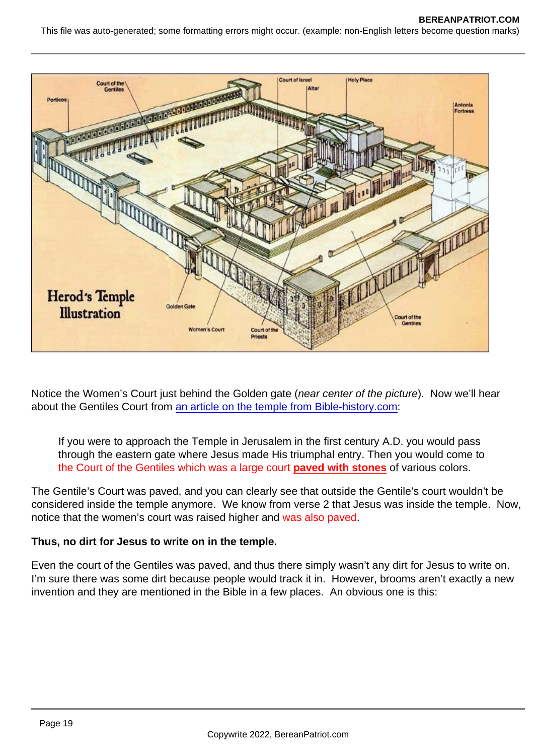Notice the Women's Court just behind the Golden gate (*near center of the picture*). Now we'll hear about the Gentiles Court from [an article on the temple from Bible-history.com](an article on the temple from Bible-history.com):

> If you were to approach the Temple in Jerusalem in the first century A.D. you would pass through the eastern gate where Jesus made His triumphal entry. Then you would come to the Court of the Gentiles which was a large court **paved with stones** of various colors.

The Gentile's Court was paved, and you can clearly see that outside the Gentile's court wouldn't be considered inside the temple anymore. We know from verse 2 that Jesus was inside the temple. Now, notice that the women's court was raised higher and was also paved.

**Thus, no dirt for Jesus to write on in the temple.**

Even the court of the Gentiles was paved, and thus there simply wasn't any dirt for Jesus to write on. I'm sure there was some dirt because people would track it in. However, brooms aren't exactly a new invention and they are mentioned in the Bible in a few places. An obvious one is this: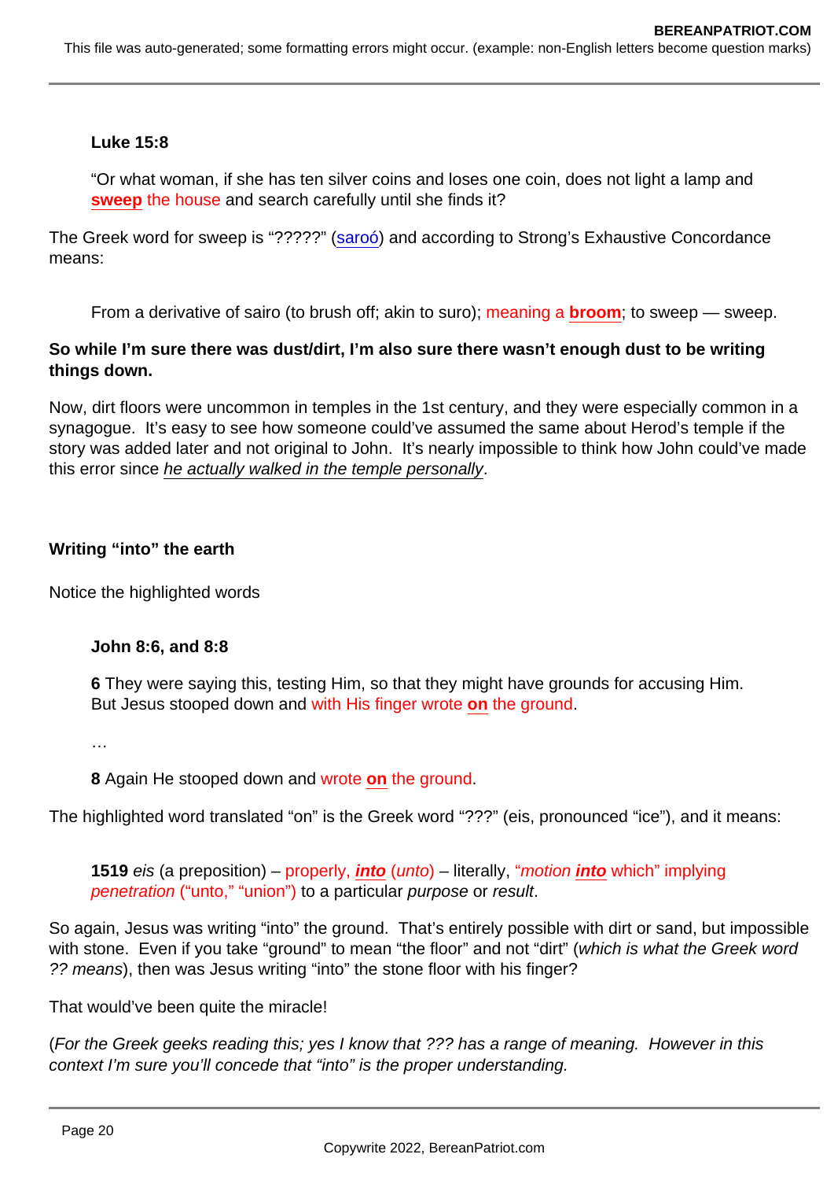> **Luke 15:8**
>
> "Or what woman, if she has ten silver coins and loses one coin, does not light a lamp and **sweep** the house and search carefully until she finds it?

The Greek word for sweep is "?????" (saroó) and according to Strong's Exhaustive Concordance means:

> From a derivative of sairo (to brush off; akin to suro); meaning a **broom**; to sweep — sweep.

**So while I'm sure there was dust/dirt, I'm also sure there wasn't enough dust to be writing things down.**

Now, dirt floors were uncommon in temples in the 1st century, and they were especially common in a synagogue. It's easy to see how someone could've assumed the same about Herod's temple if the story was added later and not original to John. It's nearly impossible to think how John could've made this error since he actually walked in the temple personally.

**Writing "into" the earth**

Notice the highlighted words

> **John 8:6, and 8:8**
>
> **6** They were saying this, testing Him, so that they might have grounds for accusing Him. But Jesus stooped down and with His finger wrote **on** the ground.
>
> …
>
> **8** Again He stooped down and wrote **on** the ground.

The highlighted word translated "on" is the Greek word "???" (eis, pronounced "ice"), and it means:

> **1519** *eis* (a preposition) – properly, ***into*** (*unto*) – literally, "*motion* ***into*** which" implying *penetration* ("unto," "union") to a particular *purpose* or *result*.

So again, Jesus was writing "into" the ground. That's entirely possible with dirt or sand, but impossible with stone. Even if you take "ground" to mean "the floor" and not "dirt" (*which is what the Greek word ?? means*), then was Jesus writing "into" the stone floor with his finger?

That would've been quite the miracle!

(*For the Greek geeks reading this; yes I know that ??? has a range of meaning. However in this context I'm sure you'll concede that "into" is the proper understanding.*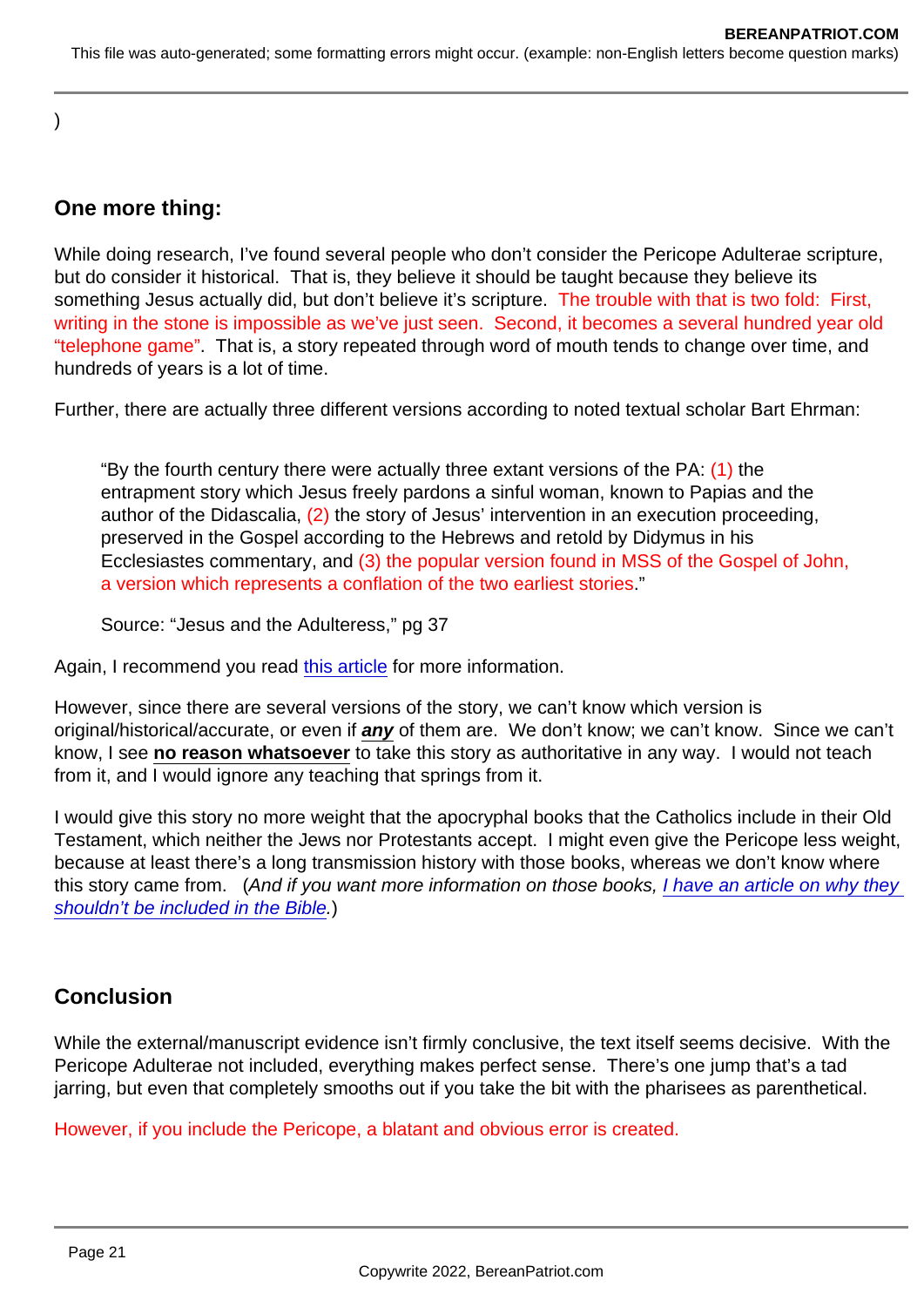)

## One more thing:

While doing research, I've found several people who don't consider the Pericope Adulterae scripture, but do consider it historical. That is, they believe it should be taught because they believe its something Jesus actually did, but don't believe it's scripture. The trouble with that is two fold: First, writing in the stone is impossible as we've just seen. Second, it becomes a several hundred year old "telephone game". That is, a story repeated through word of mouth tends to change over time, and hundreds of years is a lot of time.

Further, there are actually three different versions according to noted textual scholar Bart Ehrman:

> "By the fourth century there were actually three extant versions of the PA: (1) the entrapment story which Jesus freely pardons a sinful woman, known to Papias and the author of the Didascalia, (2) the story of Jesus' intervention in an execution proceeding, preserved in the Gospel according to the Hebrews and retold by Didymus in his Ecclesiastes commentary, and (3) the popular version found in MSS of the Gospel of John, a version which represents a conflation of the two earliest stories."
>
> Source: "Jesus and the Adulteress," pg 37

Again, I recommend you read this article for more information.

However, since there are several versions of the story, we can't know which version is original/historical/accurate, or even if ***any*** of them are. We don't know; we can't know. Since we can't know, I see **no reason whatsoever** to take this story as authoritative in any way. I would not teach from it, and I would ignore any teaching that springs from it.

I would give this story no more weight that the apocryphal books that the Catholics include in their Old Testament, which neither the Jews nor Protestants accept. I might even give the Pericope less weight, because at least there's a long transmission history with those books, whereas we don't know where this story came from. (*And if you want more information on those books, I have an article on why they shouldn't be included in the Bible.*)

## Conclusion

While the external/manuscript evidence isn't firmly conclusive, the text itself seems decisive. With the Pericope Adulterae not included, everything makes perfect sense. There's one jump that's a tad jarring, but even that completely smooths out if you take the bit with the pharisees as parenthetical.

However, if you include the Pericope, a blatant and obvious error is created.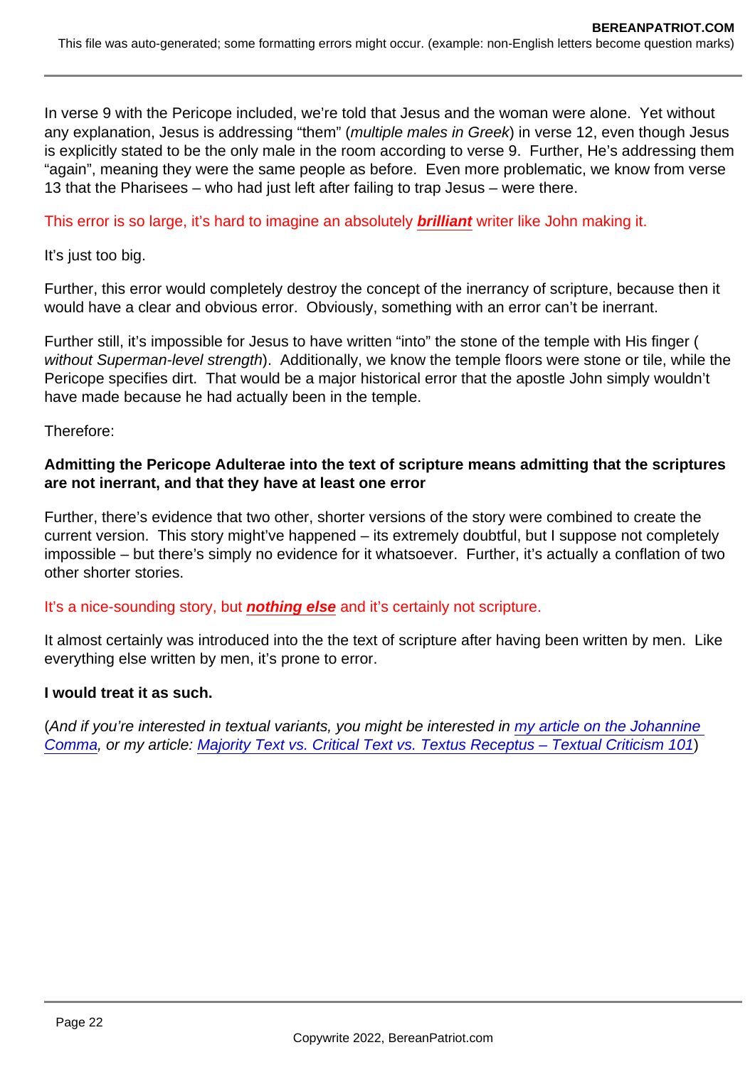In verse 9 with the Pericope included, we're told that Jesus and the woman were alone. Yet without any explanation, Jesus is addressing "them" (*multiple males in Greek*) in verse 12, even though Jesus is explicitly stated to be the only male in the room according to verse 9. Further, He's addressing them "again", meaning they were the same people as before. Even more problematic, we know from verse 13 that the Pharisees – who had just left after failing to trap Jesus – were there.

This error is so large, it's hard to imagine an absolutely ***brilliant*** writer like John making it.

It's just too big.

Further, this error would completely destroy the concept of the inerrancy of scripture, because then it would have a clear and obvious error. Obviously, something with an error can't be inerrant.

Further still, it's impossible for Jesus to have written "into" the stone of the temple with His finger (*without Superman-level strength*). Additionally, we know the temple floors were stone or tile, while the Pericope specifies dirt. That would be a major historical error that the apostle John simply wouldn't have made because he had actually been in the temple.

Therefore:

**Admitting the Pericope Adulterae into the text of scripture means admitting that the scriptures are not inerrant, and that they have at least one error**

Further, there's evidence that two other, shorter versions of the story were combined to create the current version. This story might've happened – its extremely doubtful, but I suppose not completely impossible – but there's simply no evidence for it whatsoever. Further, it's actually a conflation of two other shorter stories.

It's a nice-sounding story, but ***nothing else*** and it's certainly not scripture.

It almost certainly was introduced into the the text of scripture after having been written by men. Like everything else written by men, it's prone to error.

**I would treat it as such.**

(*And if you're interested in textual variants, you might be interested in my article on the Johannine Comma, or my article: Majority Text vs. Critical Text vs. Textus Receptus – Textual Criticism 101*)